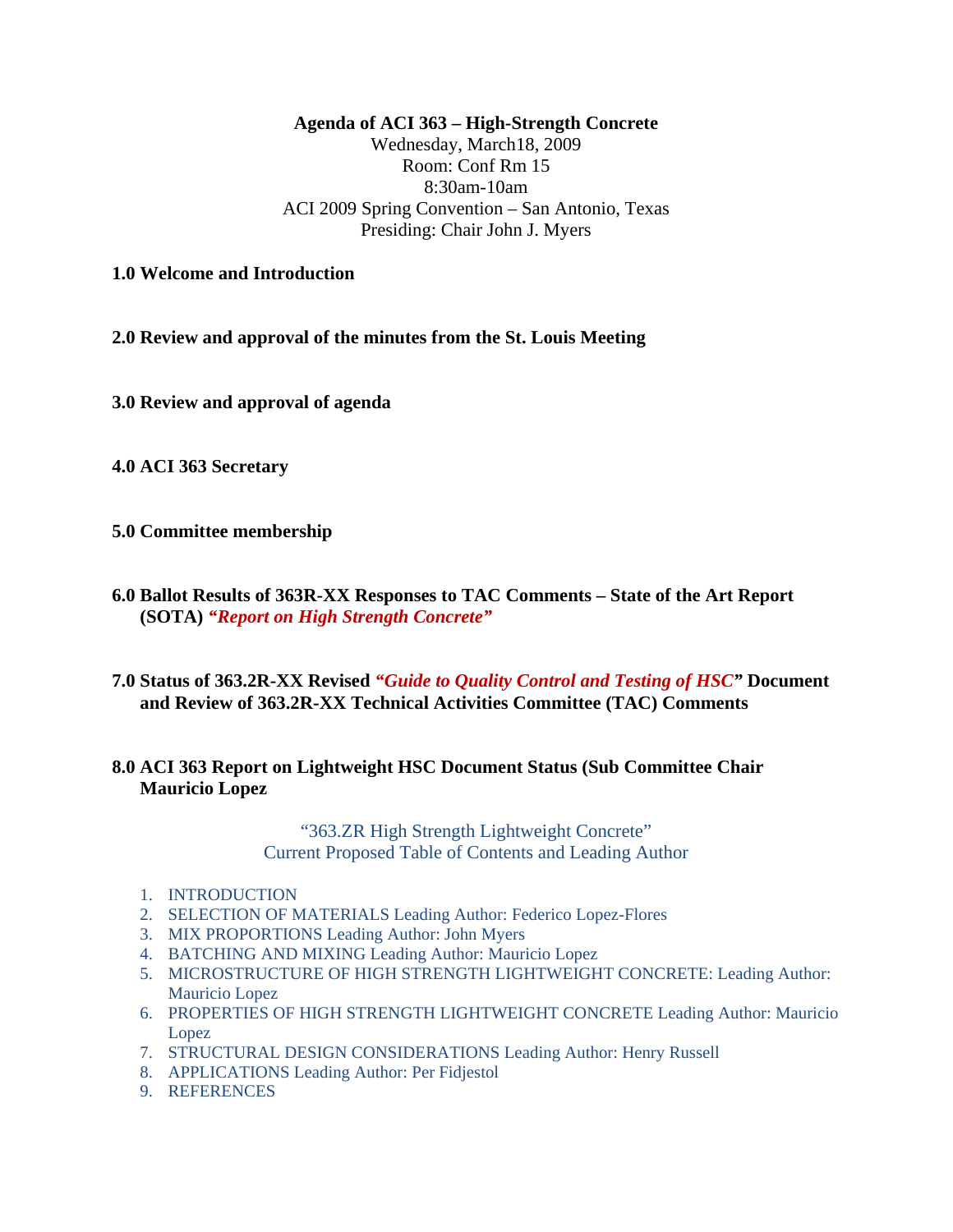**Agenda of ACI 363 – High-Strength Concrete**

Wednesday, March18, 2009

Room: Conf Rm 15

8:30am-10am

ACI 2009 Spring Convention – San Antonio, Texas

Presiding: Chair John J. Myers

**1.0 Welcome and Introduction**

**2.0 Review and approval of the minutes from the St. Louis Meeting**

**3.0 Review and approval of agenda**

**4.0 ACI 363 Secretary**

**5.0 Committee membership**

**6.0 Ballot Results of 363R-XX Responses to TAC Comments – State of the Art Report (SOTA) *"Report on High Strength Concrete"***

**7.0 Status of 363.2R-XX Revised *"Guide to Quality Control and Testing of HSC"* Document and Review of 363.2R-XX Technical Activities Committee (TAC) Comments**

**8.0 ACI 363 Report on Lightweight HSC Document Status (Sub Committee Chair Mauricio Lopez**

"363.ZR High Strength Lightweight Concrete"

Current Proposed Table of Contents and Leading Author

1. INTRODUCTION
2. SELECTION OF MATERIALS Leading Author: Federico Lopez-Flores
3. MIX PROPORTIONS Leading Author: John Myers
4. BATCHING AND MIXING Leading Author: Mauricio Lopez
5. MICROSTRUCTURE OF HIGH STRENGTH LIGHTWEIGHT CONCRETE: Leading Author: Mauricio Lopez
6. PROPERTIES OF HIGH STRENGTH LIGHTWEIGHT CONCRETE Leading Author: Mauricio Lopez
7. STRUCTURAL DESIGN CONSIDERATIONS Leading Author: Henry Russell
8. APPLICATIONS Leading Author: Per Fidjestol
9. REFERENCES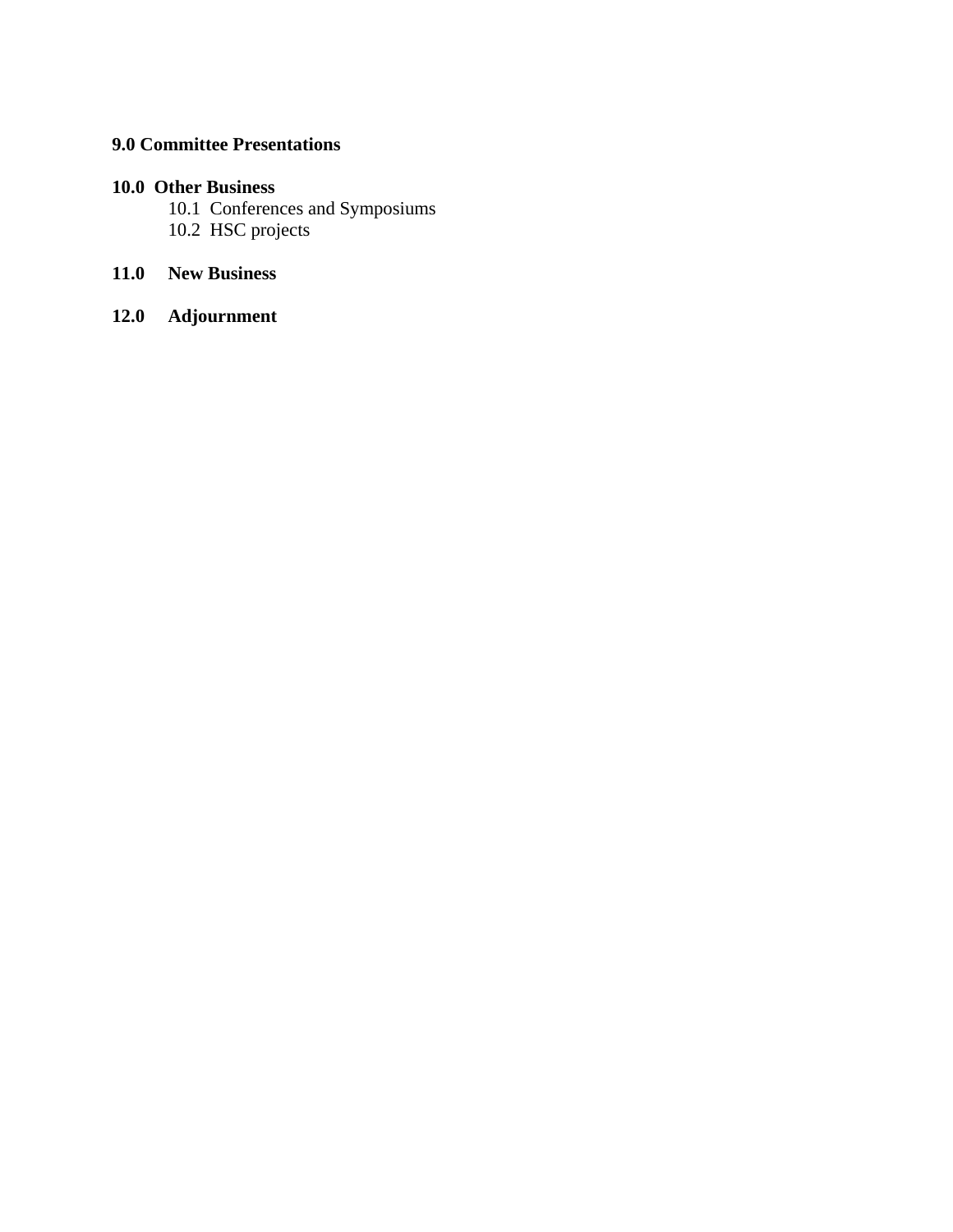**9.0 Committee Presentations**

**10.0 Other Business**

- 10.1 Conferences and Symposiums
- 10.2 HSC projects

**11.0 New Business**

**12.0 Adjournment**